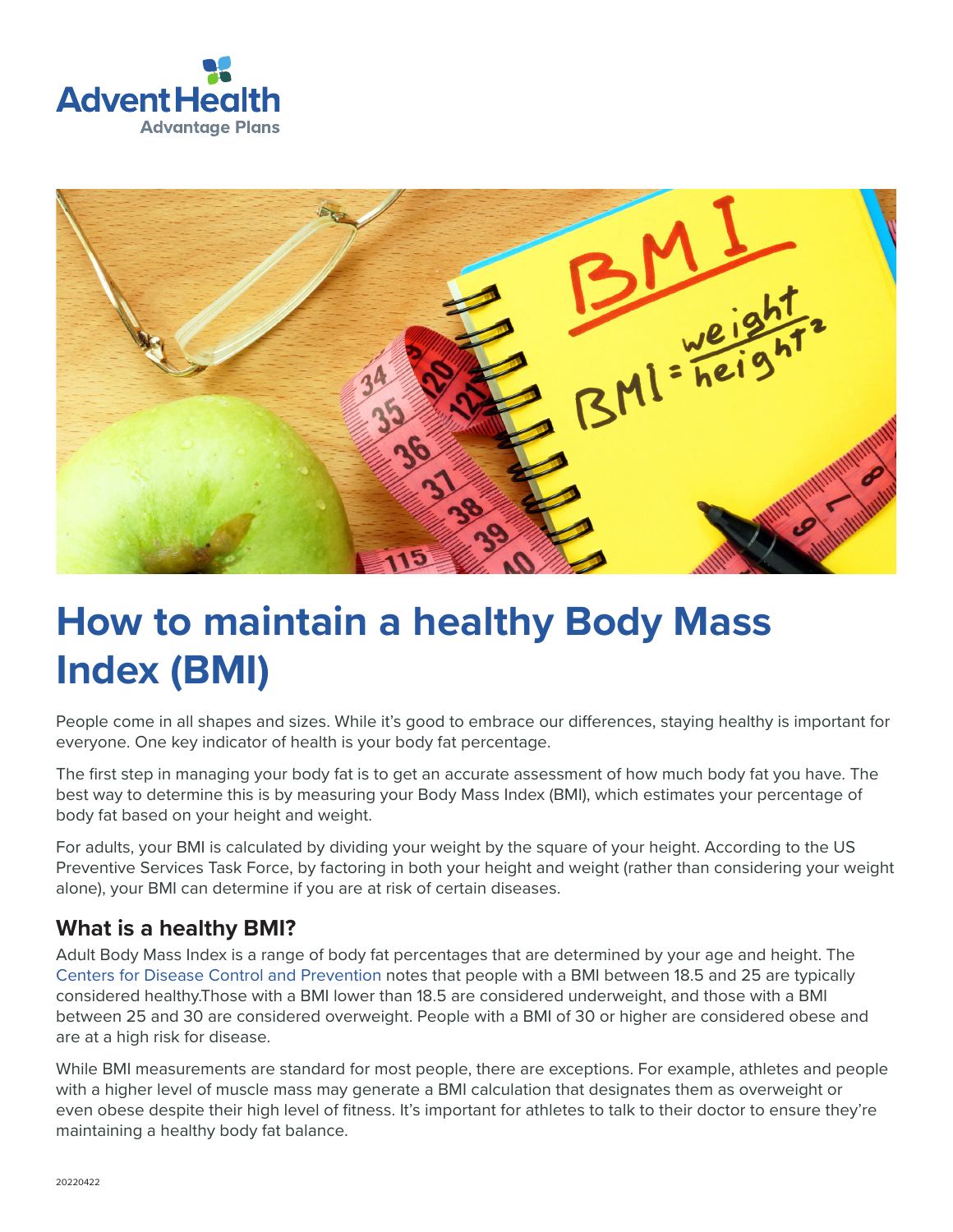# How to maintain a healthy Body Mass Index (BMI)

People come in all shapes and sizes. While it's good to embrace our differences, staying healthy is important for everyone. One key indicator of health is your body fat percentage.

The first step in managing your body fat is to get an accurate assessment of how much body fat you have. The best way to determine this is by measuring your Body Mass Index (BMI), which estimates your percentage of body fat based on your height and weight.

For adults, your BMI is calculated by dividing your weight by the square of your height. According to the US Preventive Services Task Force, by factoring in both your height and weight (rather than considering your weight alone), your BMI can determine if you are at risk of certain diseases.

## What is a healthy BMI?

Adult Body Mass Index is a range of body fat percentages that are determined by your age and height. The Centers for Disease Control and Prevention notes that people with a BMI between 18.5 and 25 are typically considered healthy.Those with a BMI lower than 18.5 are considered underweight, and those with a BMI between 25 and 30 are considered overweight. People with a BMI of 30 or higher are considered obese and are at a high risk for disease.

While BMI measurements are standard for most people, there are exceptions. For example, athletes and people with a higher level of muscle mass may generate a BMI calculation that designates them as overweight or even obese despite their high level of fitness. It's important for athletes to talk to their doctor to ensure they're maintaining a healthy body fat balance.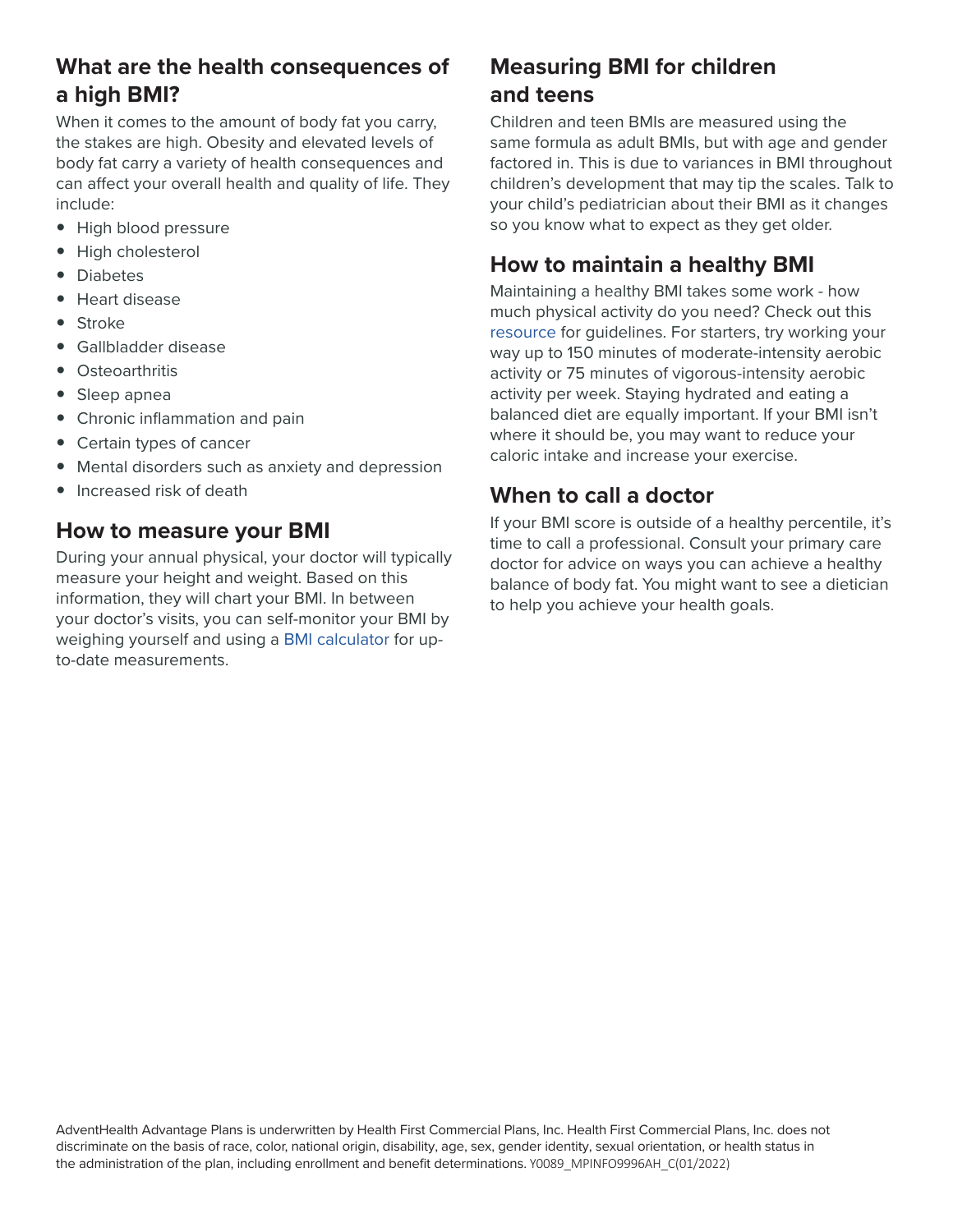## What are the health consequences of a high BMI?

When it comes to the amount of body fat you carry, the stakes are high. Obesity and elevated levels of body fat carry a variety of health consequences and can affect your overall health and quality of life. They include:

- High blood pressure
- High cholesterol
- Diabetes
- Heart disease
- Stroke
- Gallbladder disease
- Osteoarthritis
- Sleep apnea
- Chronic inflammation and pain
- Certain types of cancer
- Mental disorders such as anxiety and depression
- Increased risk of death

## How to measure your BMI

During your annual physical, your doctor will typically measure your height and weight. Based on this information, they will chart your BMI. In between your doctor's visits, you can self-monitor your BMI by weighing yourself and using a BMI calculator for up-to-date measurements.

## Measuring BMI for children and teens

Children and teen BMIs are measured using the same formula as adult BMIs, but with age and gender factored in. This is due to variances in BMI throughout children's development that may tip the scales. Talk to your child's pediatrician about their BMI as it changes so you know what to expect as they get older.

## How to maintain a healthy BMI

Maintaining a healthy BMI takes some work - how much physical activity do you need? Check out this resource for guidelines. For starters, try working your way up to 150 minutes of moderate-intensity aerobic activity or 75 minutes of vigorous-intensity aerobic activity per week. Staying hydrated and eating a balanced diet are equally important. If your BMI isn't where it should be, you may want to reduce your caloric intake and increase your exercise.

## When to call a doctor

If your BMI score is outside of a healthy percentile, it's time to call a professional. Consult your primary care doctor for advice on ways you can achieve a healthy balance of body fat. You might want to see a dietician to help you achieve your health goals.

AdventHealth Advantage Plans is underwritten by Health First Commercial Plans, Inc. Health First Commercial Plans, Inc. does not discriminate on the basis of race, color, national origin, disability, age, sex, gender identity, sexual orientation, or health status in the administration of the plan, including enrollment and benefit determinations. Y0089_MPINFO9996AH_C(01/2022)